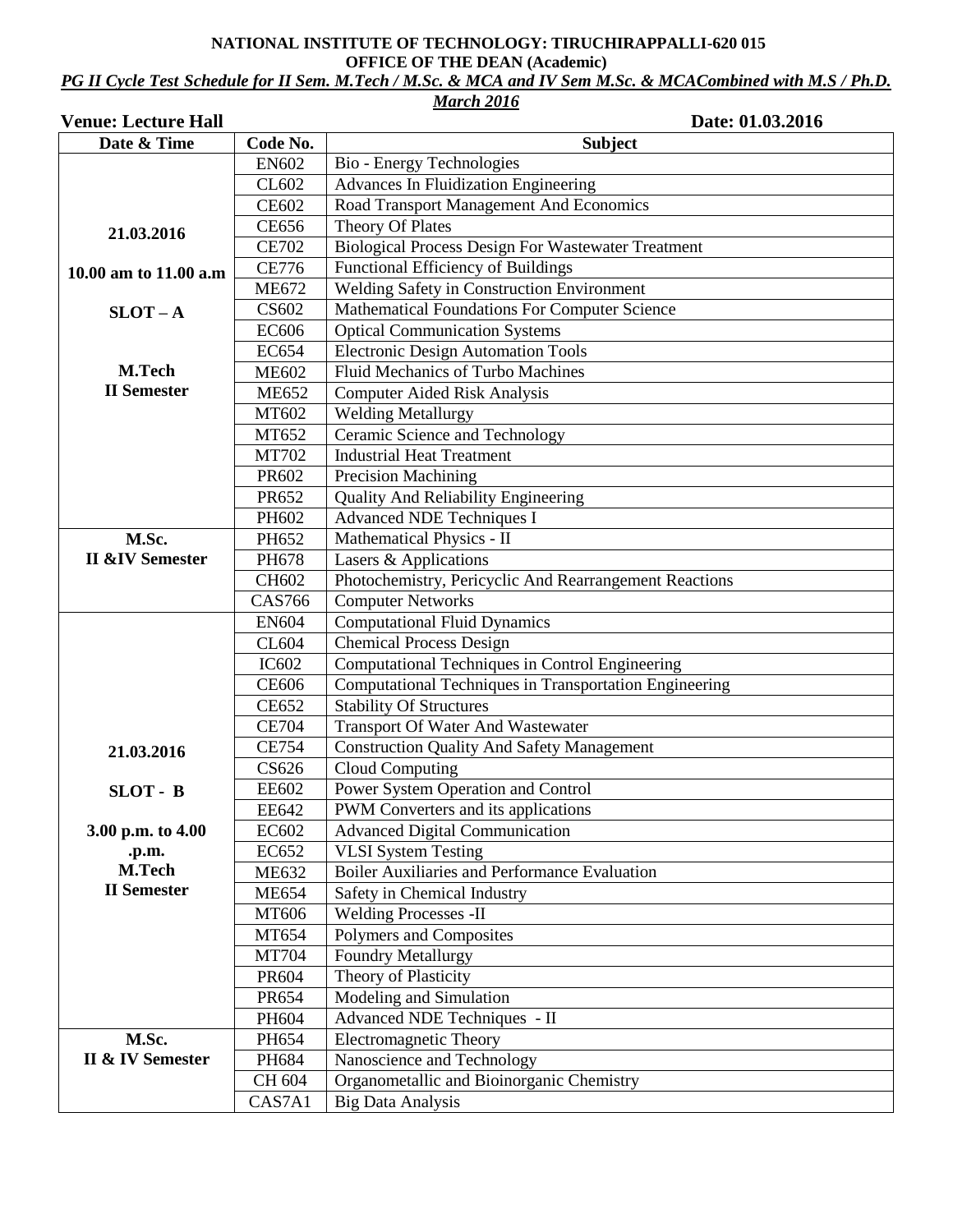**NATIONAL INSTITUTE OF TECHNOLOGY: TIRUCHIRAPPALLI-620 015**

**OFFICE OF THE DEAN (Academic)**

***PG II Cycle Test Schedule for II Sem. M.Tech / M.Sc. & MCA and IV Sem M.Sc. & MCACombined with M.S / Ph.D. March 2016***

**Venue: Lecture Hall** **Date: 01.03.2016**

| Date & Time | Code No. | Subject |
|---|---|---|
| **21.03.2016** **10.00 am to 11.00 a.m** **SLOT – A** **M.Tech II Semester** | EN602 | Bio - Energy Technologies |
| | CL602 | Advances In Fluidization Engineering |
| | CE602 | Road Transport Management And Economics |
| | CE656 | Theory Of Plates |
| | CE702 | Biological Process Design For Wastewater Treatment |
| | CE776 | Functional Efficiency of Buildings |
| | ME672 | Welding Safety in Construction Environment |
| | CS602 | Mathematical Foundations For Computer Science |
| | EC606 | Optical Communication Systems |
| | EC654 | Electronic Design Automation Tools |
| | ME602 | Fluid Mechanics of Turbo Machines |
| | ME652 | Computer Aided Risk Analysis |
| | MT602 | Welding Metallurgy |
| | MT652 | Ceramic Science and Technology |
| | MT702 | Industrial Heat Treatment |
| | PR602 | Precision Machining |
| | PR652 | Quality And Reliability Engineering |
| | PH602 | Advanced NDE Techniques I |
| **M.Sc. II &IV Semester** | PH652 | Mathematical Physics - II |
| | PH678 | Lasers & Applications |
| | CH602 | Photochemistry, Pericyclic And Rearrangement Reactions |
| | CAS766 | Computer Networks |
| **21.03.2016** **SLOT - B** **3.00 p.m. to 4.00 .p.m.** **M.Tech II Semester** | EN604 | Computational Fluid Dynamics |
| | CL604 | Chemical Process Design |
| | IC602 | Computational Techniques in Control Engineering |
| | CE606 | Computational Techniques in Transportation Engineering |
| | CE652 | Stability Of Structures |
| | CE704 | Transport Of Water And Wastewater |
| | CE754 | Construction Quality And Safety Management |
| | CS626 | Cloud Computing |
| | EE602 | Power System Operation and Control |
| | EE642 | PWM Converters and its applications |
| | EC602 | Advanced Digital Communication |
| | EC652 | VLSI System Testing |
| | ME632 | Boiler Auxiliaries and Performance Evaluation |
| | ME654 | Safety in Chemical Industry |
| | MT606 | Welding Processes -II |
| | MT654 | Polymers and Composites |
| | MT704 | Foundry Metallurgy |
| | PR604 | Theory of Plasticity |
| | PR654 | Modeling and Simulation |
| | PH604 | Advanced NDE Techniques - II |
| **M.Sc. II & IV Semester** | PH654 | Electromagnetic Theory |
| | PH684 | Nanoscience and Technology |
| | CH 604 | Organometallic and Bioinorganic Chemistry |
| | CAS7A1 | Big Data Analysis |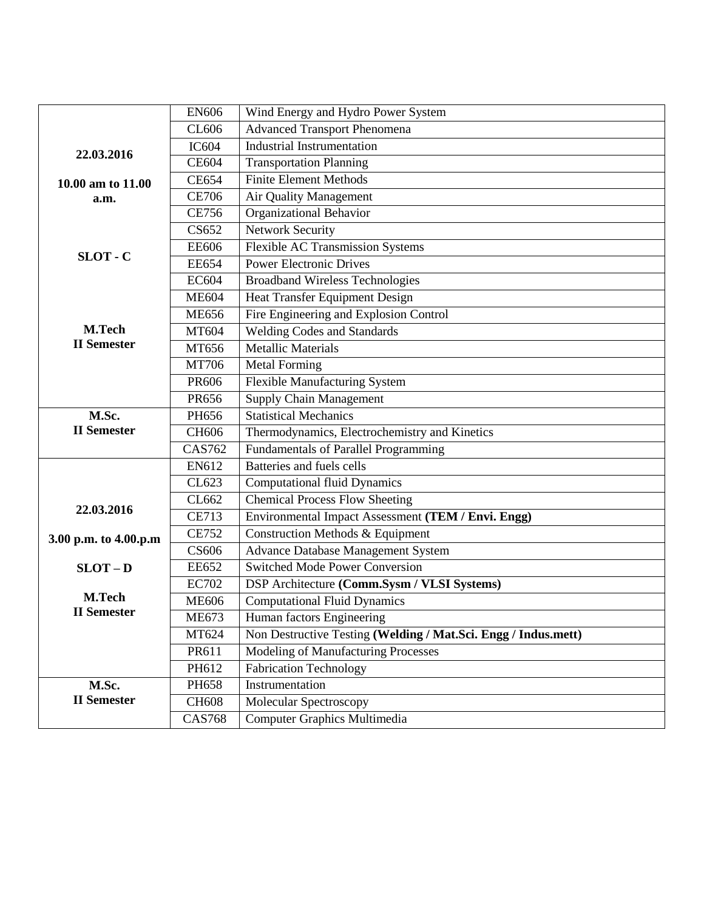| | | |
|---|---|---|
| **22.03.2016**<br><br>**10.00 am to 11.00 a.m.**<br><br>**SLOT - C**<br><br>**M.Tech II Semester** | EN606 | Wind Energy and Hydro Power System |
| | CL606 | Advanced Transport Phenomena |
| | IC604 | Industrial Instrumentation |
| | CE604 | Transportation Planning |
| | CE654 | Finite Element Methods |
| | CE706 | Air Quality Management |
| | CE756 | Organizational Behavior |
| | CS652 | Network Security |
| | EE606 | Flexible AC Transmission Systems |
| | EE654 | Power Electronic Drives |
| | EC604 | Broadband Wireless Technologies |
| | ME604 | Heat Transfer Equipment Design |
| | ME656 | Fire Engineering and Explosion Control |
| | MT604 | Welding Codes and Standards |
| | MT656 | Metallic Materials |
| | MT706 | Metal Forming |
| | PR606 | Flexible Manufacturing System |
| | PR656 | Supply Chain Management |
| **M.Sc. II Semester** | PH656 | Statistical Mechanics |
| | CH606 | Thermodynamics, Electrochemistry and Kinetics |
| | CAS762 | Fundamentals of Parallel Programming |
| **22.03.2016**<br><br>**3.00 p.m. to 4.00.p.m**<br><br>**SLOT – D**<br><br>**M.Tech II Semester** | EN612 | Batteries and fuels cells |
| | CL623 | Computational fluid Dynamics |
| | CL662 | Chemical Process Flow Sheeting |
| | CE713 | Environmental Impact Assessment **(TEM / Envi. Engg)** |
| | CE752 | Construction Methods & Equipment |
| | CS606 | Advance Database Management System |
| | EE652 | Switched Mode Power Conversion |
| | EC702 | DSP Architecture **(Comm.Sysm / VLSI Systems)** |
| | ME606 | Computational Fluid Dynamics |
| | ME673 | Human factors Engineering |
| | MT624 | Non Destructive Testing **(Welding / Mat.Sci. Engg / Indus.mett)** |
| | PR611 | Modeling of Manufacturing Processes |
| | PH612 | Fabrication Technology |
| **M.Sc. II Semester** | PH658 | Instrumentation |
| | CH608 | Molecular Spectroscopy |
| | CAS768 | Computer Graphics Multimedia |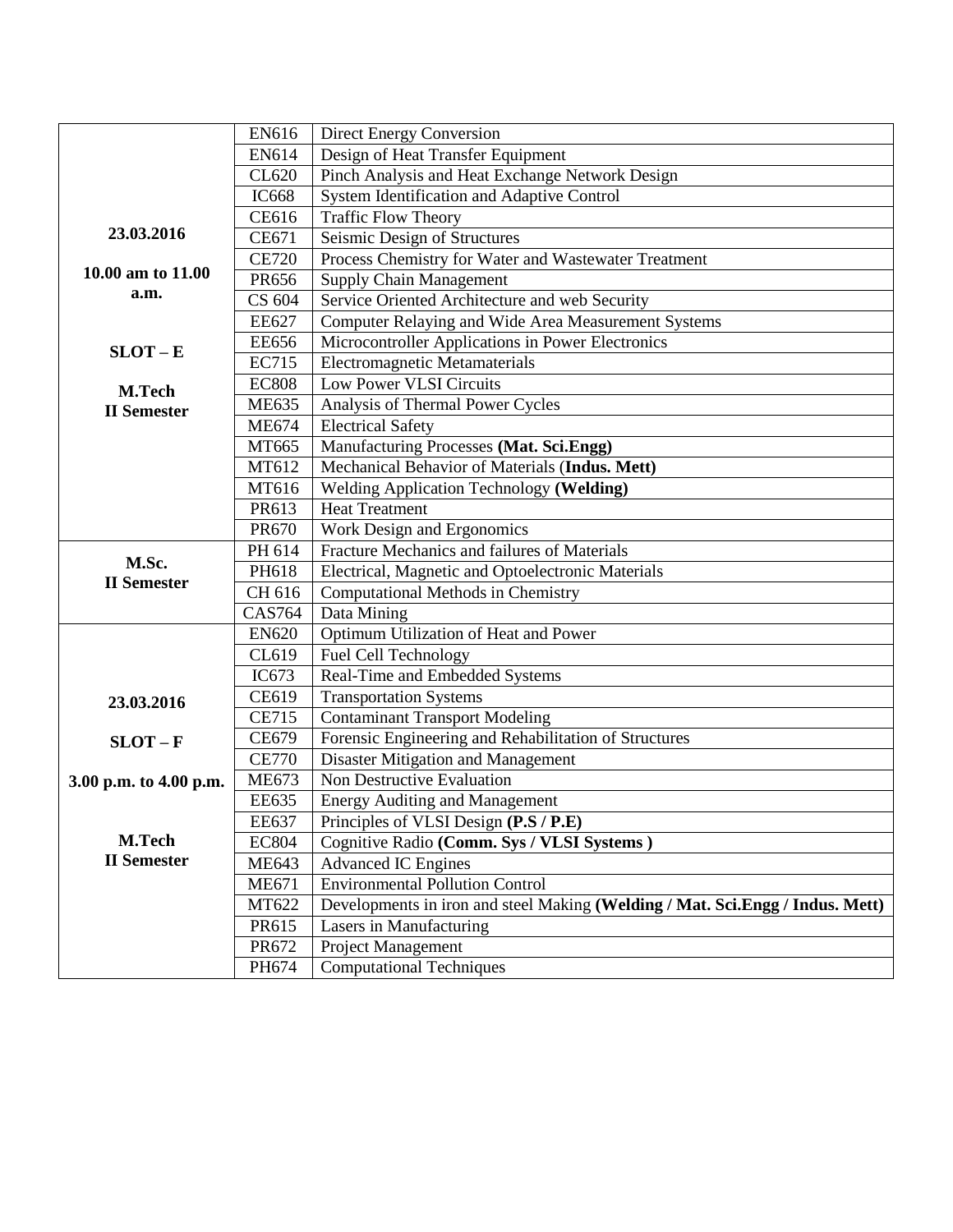| | | |
|---|---|---|
| **23.03.2016**<br><br>**10.00 am to 11.00 a.m.**<br><br>**SLOT – E**<br><br>**M.Tech II Semester** | EN616 | Direct Energy Conversion |
| | EN614 | Design of Heat Transfer Equipment |
| | CL620 | Pinch Analysis and Heat Exchange Network Design |
| | IC668 | System Identification and Adaptive Control |
| | CE616 | Traffic Flow Theory |
| | CE671 | Seismic Design of Structures |
| | CE720 | Process Chemistry for Water and Wastewater Treatment |
| | PR656 | Supply Chain Management |
| | CS 604 | Service Oriented Architecture and web Security |
| | EE627 | Computer Relaying and Wide Area Measurement Systems |
| | EE656 | Microcontroller Applications in Power Electronics |
| | EC715 | Electromagnetic Metamaterials |
| | EC808 | Low Power VLSI Circuits |
| | ME635 | Analysis of Thermal Power Cycles |
| | ME674 | Electrical Safety |
| | MT665 | Manufacturing Processes **(Mat. Sci.Engg)** |
| | MT612 | Mechanical Behavior of Materials (**Indus. Mett)** |
| | MT616 | Welding Application Technology **(Welding)** |
| | PR613 | Heat Treatment |
| | PR670 | Work Design and Ergonomics |
| **M.Sc. II Semester** | PH 614 | Fracture Mechanics and failures of Materials |
| | PH618 | Electrical, Magnetic and Optoelectronic Materials |
| | CH 616 | Computational Methods in Chemistry |
| | CAS764 | Data Mining |
| **23.03.2016**<br><br>**SLOT – F**<br><br>**3.00 p.m. to 4.00 p.m.**<br><br>**M.Tech II Semester** | EN620 | Optimum Utilization of Heat and Power |
| | CL619 | Fuel Cell Technology |
| | IC673 | Real-Time and Embedded Systems |
| | CE619 | Transportation Systems |
| | CE715 | Contaminant Transport Modeling |
| | CE679 | Forensic Engineering and Rehabilitation of Structures |
| | CE770 | Disaster Mitigation and Management |
| | ME673 | Non Destructive Evaluation |
| | EE635 | Energy Auditing and Management |
| | EE637 | Principles of VLSI Design **(P.S / P.E)** |
| | EC804 | Cognitive Radio **(Comm. Sys / VLSI Systems )** |
| | ME643 | Advanced IC Engines |
| | ME671 | Environmental Pollution Control |
| | MT622 | Developments in iron and steel Making **(Welding / Mat. Sci.Engg / Indus. Mett)** |
| | PR615 | Lasers in Manufacturing |
| | PR672 | Project Management |
| | PH674 | Computational Techniques |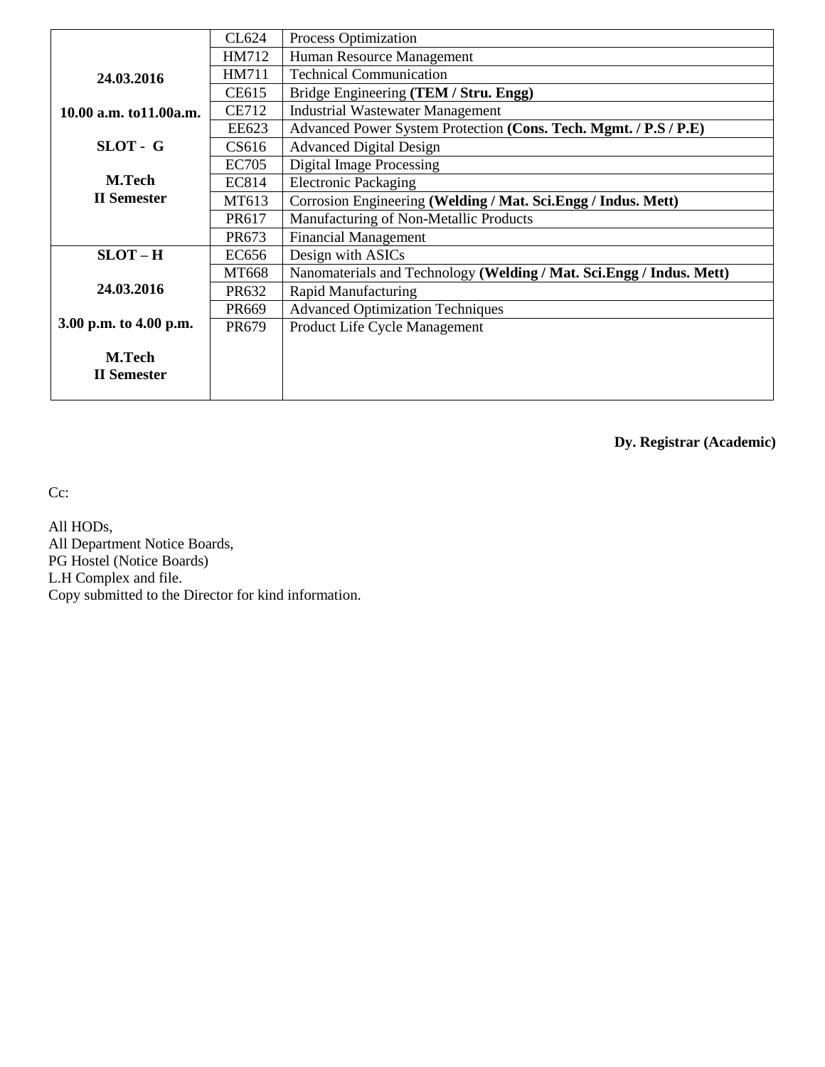| | | |
|---|---|---|
| **24.03.2016**<br><br>**10.00 a.m. to11.00a.m.**<br><br>**SLOT - G**<br><br>**M.Tech**<br>**II Semester** | CL624 | Process Optimization |
| | HM712 | Human Resource Management |
| | HM711 | Technical Communication |
| | CE615 | Bridge Engineering **(TEM / Stru. Engg)** |
| | CE712 | Industrial Wastewater Management |
| | EE623 | Advanced Power System Protection **(Cons. Tech. Mgmt. / P.S / P.E)** |
| | CS616 | Advanced Digital Design |
| | EC705 | Digital Image Processing |
| | EC814 | Electronic Packaging |
| | MT613 | Corrosion Engineering **(Welding / Mat. Sci.Engg / Indus. Mett)** |
| | PR617 | Manufacturing of Non-Metallic Products |
| | PR673 | Financial Management |
| **SLOT – H**<br><br>**24.03.2016**<br><br>**3.00 p.m. to 4.00 p.m.**<br><br>**M.Tech**<br>**II Semester** | EC656 | Design with ASICs |
| | MT668 | Nanomaterials and Technology **(Welding / Mat. Sci.Engg / Indus. Mett)** |
| | PR632 | Rapid Manufacturing |
| | PR669 | Advanced Optimization Techniques |
| | PR679 | Product Life Cycle Management |

**Dy. Registrar (Academic)**

Cc:

All HODs,
All Department Notice Boards,
PG Hostel (Notice Boards)
L.H Complex and file.
Copy submitted to the Director for kind information.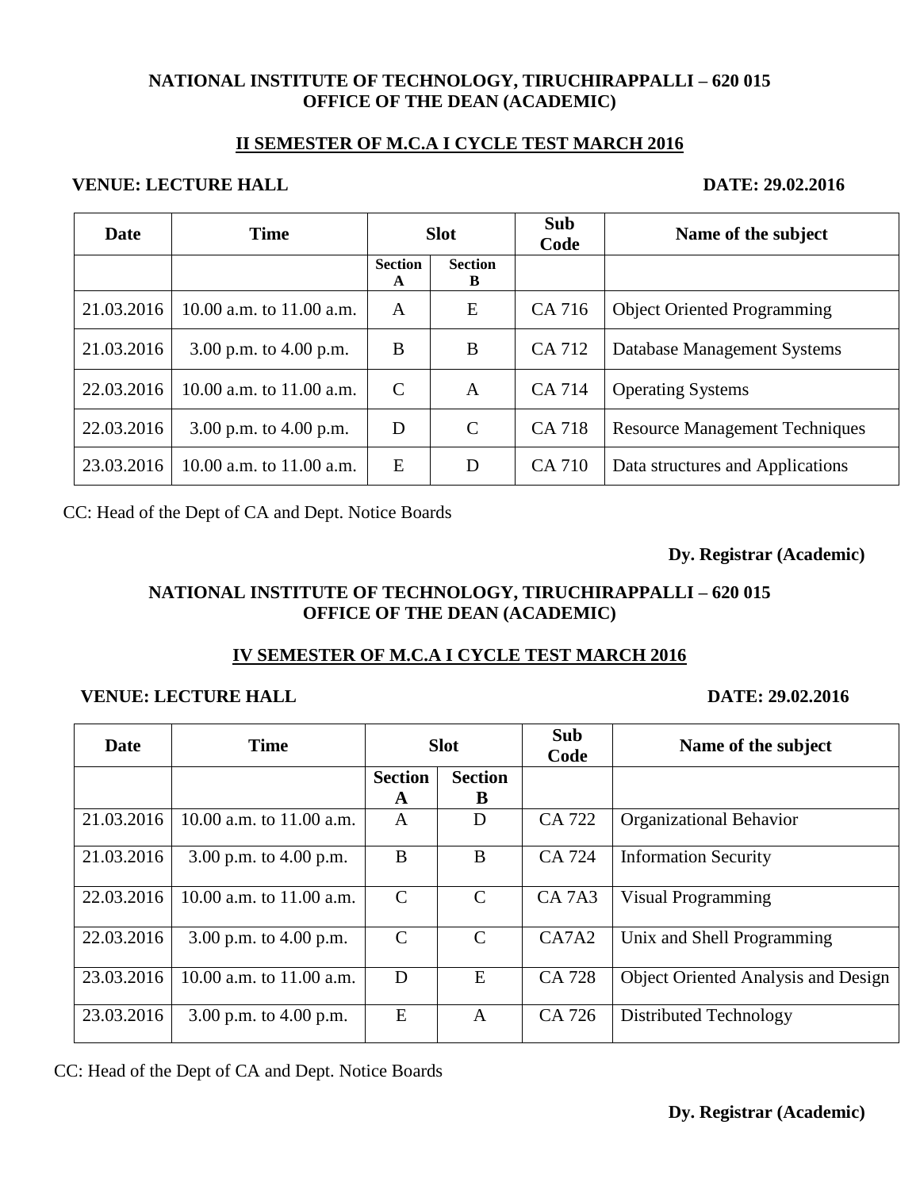**NATIONAL INSTITUTE OF TECHNOLOGY, TIRUCHIRAPPALLI – 620 015**
**OFFICE OF THE DEAN (ACADEMIC)**

## II SEMESTER OF M.C.A I CYCLE TEST MARCH 2016

**VENUE: LECTURE HALL** **DATE: 29.02.2016**

| Date | Time | Slot | | Sub Code | Name of the subject |
|---|---|---|---|---|---|
| | | Section A | Section B | | |
| 21.03.2016 | 10.00 a.m. to 11.00 a.m. | A | E | CA 716 | Object Oriented Programming |
| 21.03.2016 | 3.00 p.m. to 4.00 p.m. | B | B | CA 712 | Database Management Systems |
| 22.03.2016 | 10.00 a.m. to 11.00 a.m. | C | A | CA 714 | Operating Systems |
| 22.03.2016 | 3.00 p.m. to 4.00 p.m. | D | C | CA 718 | Resource Management Techniques |
| 23.03.2016 | 10.00 a.m. to 11.00 a.m. | E | D | CA 710 | Data structures and Applications |

CC: Head of the Dept of CA and Dept. Notice Boards

**Dy. Registrar (Academic)**

**NATIONAL INSTITUTE OF TECHNOLOGY, TIRUCHIRAPPALLI – 620 015**
**OFFICE OF THE DEAN (ACADEMIC)**

## IV SEMESTER OF M.C.A I CYCLE TEST MARCH 2016

**VENUE: LECTURE HALL** **DATE: 29.02.2016**

| Date | Time | Slot | | Sub Code | Name of the subject |
|---|---|---|---|---|---|
| | | Section A | Section B | | |
| 21.03.2016 | 10.00 a.m. to 11.00 a.m. | A | D | CA 722 | Organizational Behavior |
| 21.03.2016 | 3.00 p.m. to 4.00 p.m. | B | B | CA 724 | Information Security |
| 22.03.2016 | 10.00 a.m. to 11.00 a.m. | C | C | CA 7A3 | Visual Programming |
| 22.03.2016 | 3.00 p.m. to 4.00 p.m. | C | C | CA7A2 | Unix and Shell Programming |
| 23.03.2016 | 10.00 a.m. to 11.00 a.m. | D | E | CA 728 | Object Oriented Analysis and Design |
| 23.03.2016 | 3.00 p.m. to 4.00 p.m. | E | A | CA 726 | Distributed Technology |

CC: Head of the Dept of CA and Dept. Notice Boards

**Dy. Registrar (Academic)**